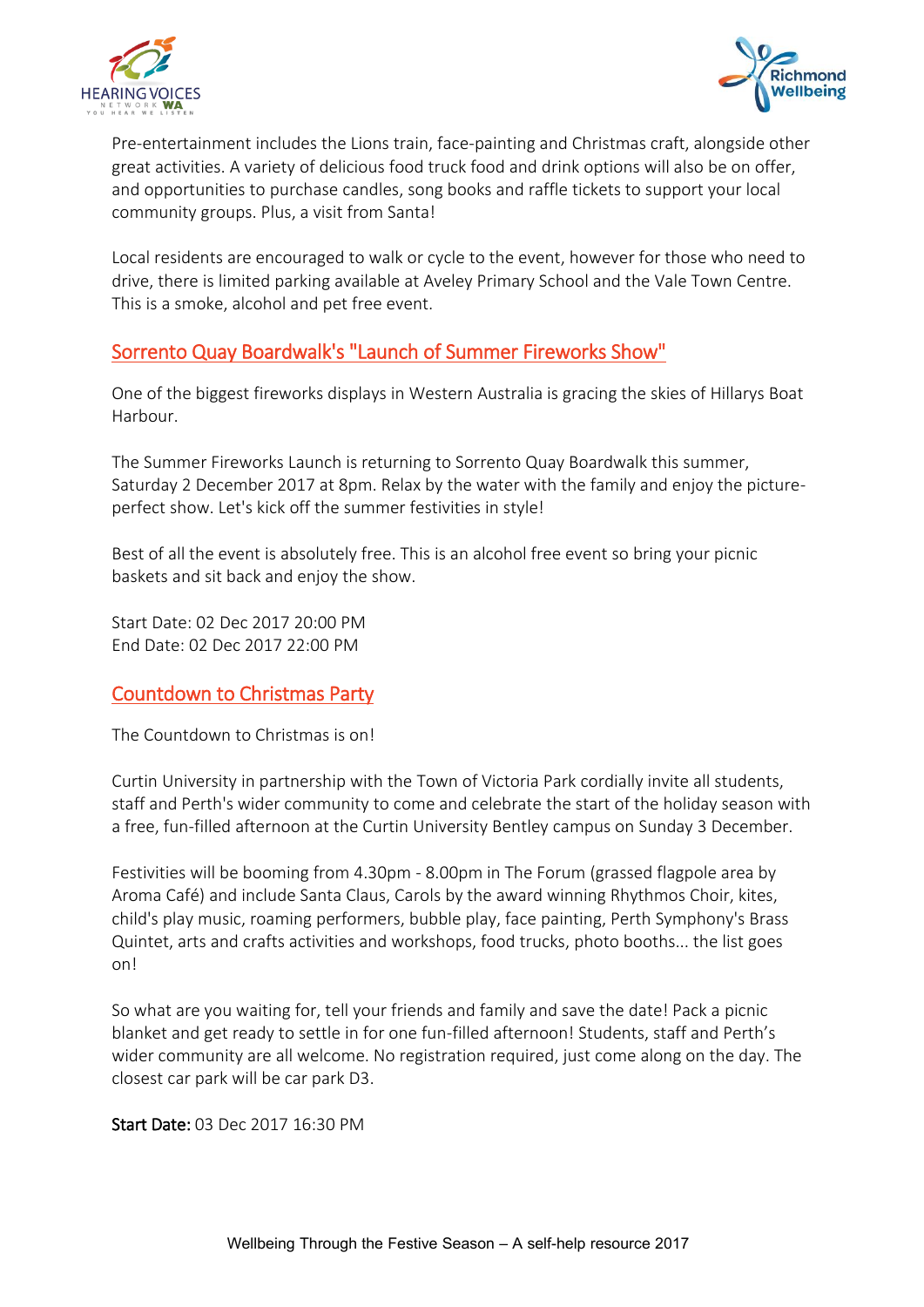Pre-entertainment includes the Lions train, face-painting and Christmas craft, alongside other great activities. A variety of delicious food truck food and drink options will also be on offer, and opportunities to purchase candles, song books and raffle tickets to support your local community groups. Plus, a visit from Santa!

Local residents are encouraged to walk or cycle to the event, however for those who need to drive, there is limited parking available at Aveley Primary School and the Vale Town Centre. This is a smoke, alcohol and pet free event.

## Sorrento Quay Boardwalk's "Launch of Summer Fireworks Show"

One of the biggest fireworks displays in Western Australia is gracing the skies of Hillarys Boat Harbour.

The Summer Fireworks Launch is returning to Sorrento Quay Boardwalk this summer, Saturday 2 December 2017 at 8pm. Relax by the water with the family and enjoy the picture-perfect show. Let's kick off the summer festivities in style!

Best of all the event is absolutely free. This is an alcohol free event so bring your picnic baskets and sit back and enjoy the show.

Start Date: 02 Dec 2017 20:00 PM
End Date: 02 Dec 2017 22:00 PM

## Countdown to Christmas Party

The Countdown to Christmas is on!

Curtin University in partnership with the Town of Victoria Park cordially invite all students, staff and Perth's wider community to come and celebrate the start of the holiday season with a free, fun-filled afternoon at the Curtin University Bentley campus on Sunday 3 December.

Festivities will be booming from 4.30pm - 8.00pm in The Forum (grassed flagpole area by Aroma Café) and include Santa Claus, Carols by the award winning Rhythmos Choir, kites, child's play music, roaming performers, bubble play, face painting, Perth Symphony's Brass Quintet, arts and crafts activities and workshops, food trucks, photo booths... the list goes on!

So what are you waiting for, tell your friends and family and save the date! Pack a picnic blanket and get ready to settle in for one fun-filled afternoon! Students, staff and Perth's wider community are all welcome. No registration required, just come along on the day. The closest car park will be car park D3.

Start Date: 03 Dec 2017 16:30 PM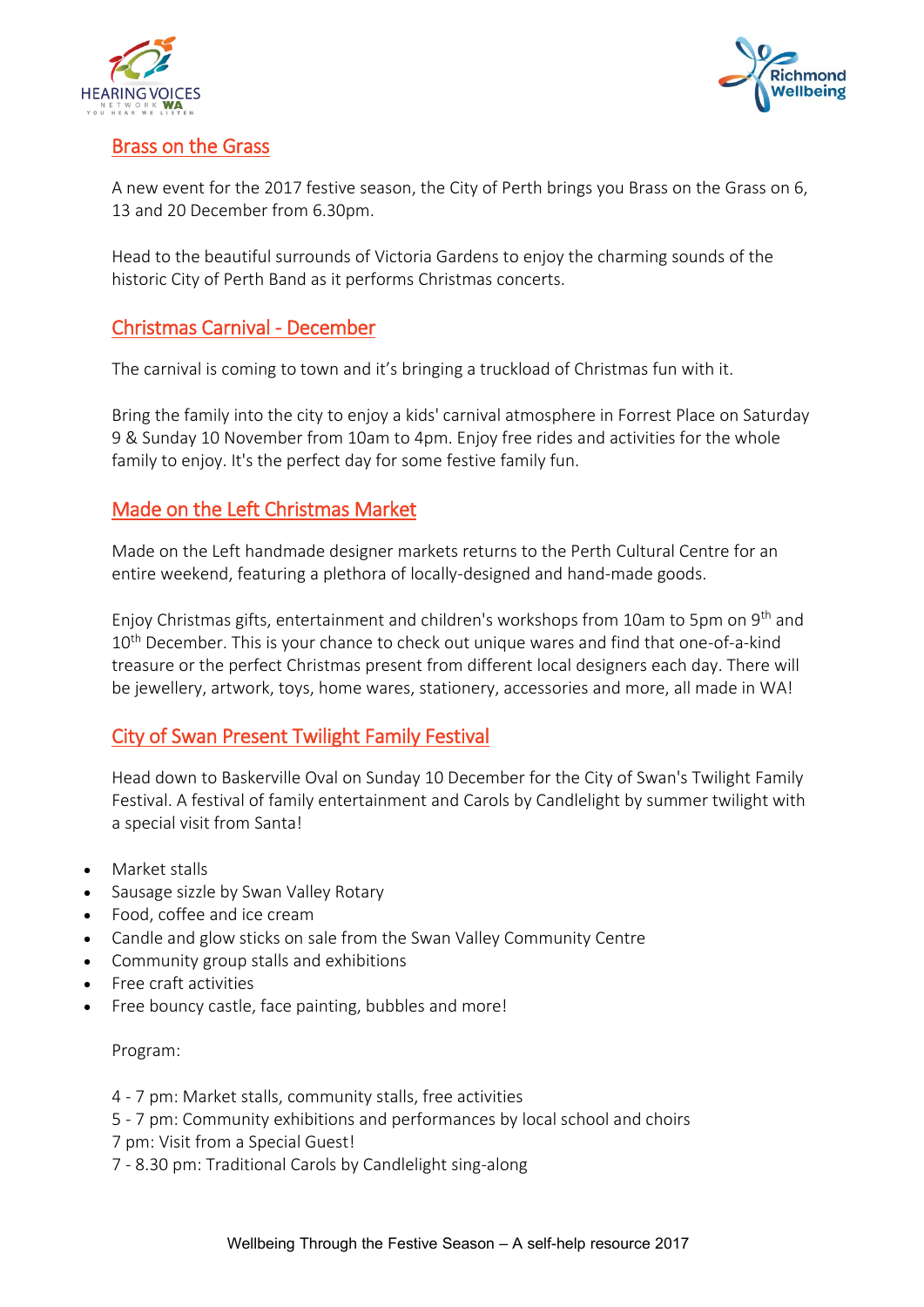## Brass on the Grass

A new event for the 2017 festive season, the City of Perth brings you Brass on the Grass on 6, 13 and 20 December from 6.30pm.

Head to the beautiful surrounds of Victoria Gardens to enjoy the charming sounds of the historic City of Perth Band as it performs Christmas concerts.

## Christmas Carnival - December

The carnival is coming to town and it's bringing a truckload of Christmas fun with it.

Bring the family into the city to enjoy a kids' carnival atmosphere in Forrest Place on Saturday 9 & Sunday 10 November from 10am to 4pm. Enjoy free rides and activities for the whole family to enjoy. It's the perfect day for some festive family fun.

## Made on the Left Christmas Market

Made on the Left handmade designer markets returns to the Perth Cultural Centre for an entire weekend, featuring a plethora of locally-designed and hand-made goods.

Enjoy Christmas gifts, entertainment and children's workshops from 10am to 5pm on 9th and 10th December. This is your chance to check out unique wares and find that one-of-a-kind treasure or the perfect Christmas present from different local designers each day. There will be jewellery, artwork, toys, home wares, stationery, accessories and more, all made in WA!

## City of Swan Present Twilight Family Festival

Head down to Baskerville Oval on Sunday 10 December for the City of Swan's Twilight Family Festival. A festival of family entertainment and Carols by Candlelight by summer twilight with a special visit from Santa!

- Market stalls
- Sausage sizzle by Swan Valley Rotary
- Food, coffee and ice cream
- Candle and glow sticks on sale from the Swan Valley Community Centre
- Community group stalls and exhibitions
- Free craft activities
- Free bouncy castle, face painting, bubbles and more!

Program:

4 - 7 pm: Market stalls, community stalls, free activities
5 - 7 pm: Community exhibitions and performances by local school and choirs
7 pm: Visit from a Special Guest!
7 - 8.30 pm: Traditional Carols by Candlelight sing-along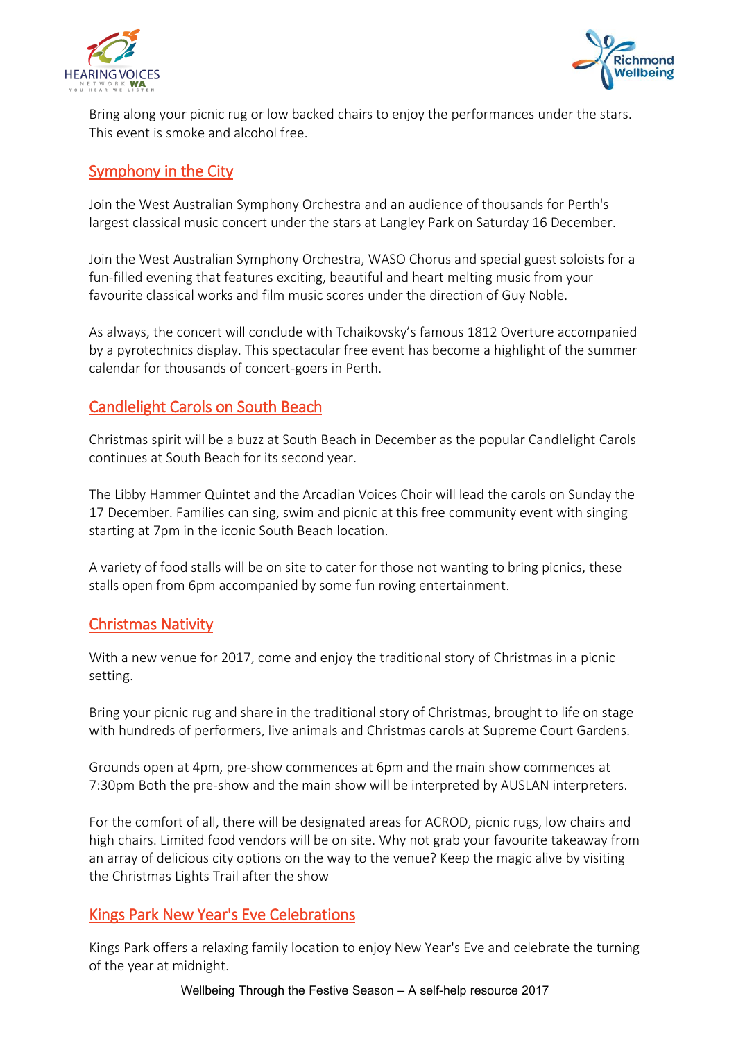Bring along your picnic rug or low backed chairs to enjoy the performances under the stars. This event is smoke and alcohol free.

## Symphony in the City

Join the West Australian Symphony Orchestra and an audience of thousands for Perth's largest classical music concert under the stars at Langley Park on Saturday 16 December.

Join the West Australian Symphony Orchestra, WASO Chorus and special guest soloists for a fun-filled evening that features exciting, beautiful and heart melting music from your favourite classical works and film music scores under the direction of Guy Noble.

As always, the concert will conclude with Tchaikovsky's famous 1812 Overture accompanied by a pyrotechnics display. This spectacular free event has become a highlight of the summer calendar for thousands of concert-goers in Perth.

## Candlelight Carols on South Beach

Christmas spirit will be a buzz at South Beach in December as the popular Candlelight Carols continues at South Beach for its second year.

The Libby Hammer Quintet and the Arcadian Voices Choir will lead the carols on Sunday the 17 December. Families can sing, swim and picnic at this free community event with singing starting at 7pm in the iconic South Beach location.

A variety of food stalls will be on site to cater for those not wanting to bring picnics, these stalls open from 6pm accompanied by some fun roving entertainment.

## Christmas Nativity

With a new venue for 2017, come and enjoy the traditional story of Christmas in a picnic setting.

Bring your picnic rug and share in the traditional story of Christmas, brought to life on stage with hundreds of performers, live animals and Christmas carols at Supreme Court Gardens.

Grounds open at 4pm, pre-show commences at 6pm and the main show commences at 7:30pm Both the pre-show and the main show will be interpreted by AUSLAN interpreters.

For the comfort of all, there will be designated areas for ACROD, picnic rugs, low chairs and high chairs. Limited food vendors will be on site. Why not grab your favourite takeaway from an array of delicious city options on the way to the venue? Keep the magic alive by visiting the Christmas Lights Trail after the show

## Kings Park New Year's Eve Celebrations

Kings Park offers a relaxing family location to enjoy New Year's Eve and celebrate the turning of the year at midnight.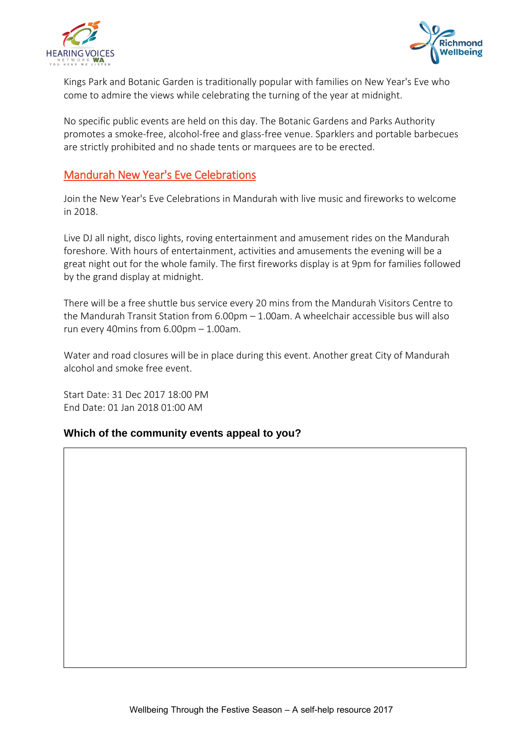Kings Park and Botanic Garden is traditionally popular with families on New Year's Eve who come to admire the views while celebrating the turning of the year at midnight.

No specific public events are held on this day. The Botanic Gardens and Parks Authority promotes a smoke-free, alcohol-free and glass-free venue. Sparklers and portable barbecues are strictly prohibited and no shade tents or marquees are to be erected.

## Mandurah New Year's Eve Celebrations

Join the New Year's Eve Celebrations in Mandurah with live music and fireworks to welcome in 2018.

Live DJ all night, disco lights, roving entertainment and amusement rides on the Mandurah foreshore. With hours of entertainment, activities and amusements the evening will be a great night out for the whole family. The first fireworks display is at 9pm for families followed by the grand display at midnight.

There will be a free shuttle bus service every 20 mins from the Mandurah Visitors Centre to the Mandurah Transit Station from 6.00pm – 1.00am. A wheelchair accessible bus will also run every 40mins from 6.00pm – 1.00am.

Water and road closures will be in place during this event. Another great City of Mandurah alcohol and smoke free event.

Start Date: 31 Dec 2017 18:00 PM
End Date: 01 Jan 2018 01:00 AM

**Which of the community events appeal to you?**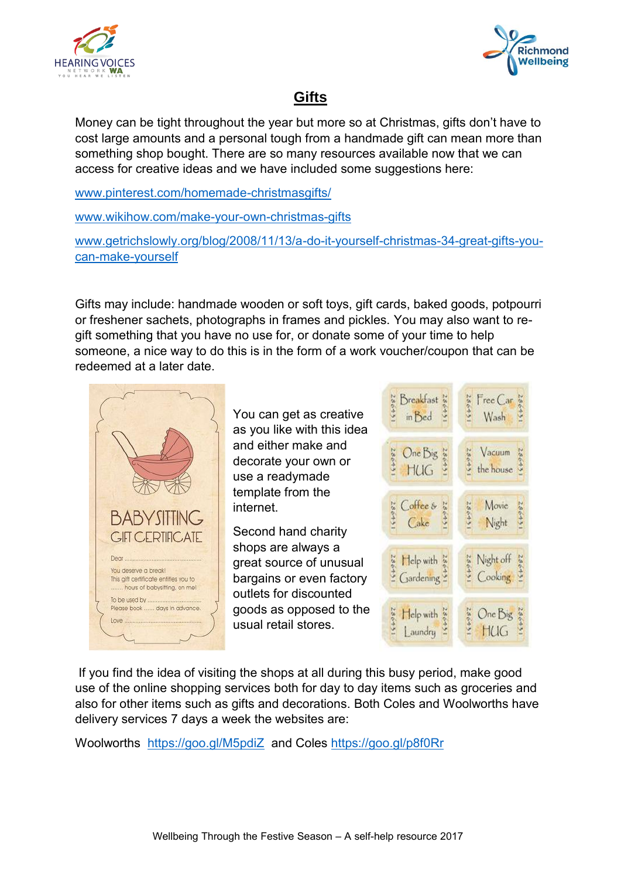# Gifts

Money can be tight throughout the year but more so at Christmas, gifts don't have to cost large amounts and a personal tough from a handmade gift can mean more than something shop bought. There are so many resources available now that we can access for creative ideas and we have included some suggestions here:

www.pinterest.com/homemade-christmasgifts/

www.wikihow.com/make-your-own-christmas-gifts

www.getrichslowly.org/blog/2008/11/13/a-do-it-yourself-christmas-34-great-gifts-you-can-make-yourself

Gifts may include: handmade wooden or soft toys, gift cards, baked goods, potpourri or freshener sachets, photographs in frames and pickles. You may also want to re-gift something that you have no use for, or donate some of your time to help someone, a nice way to do this is in the form of a work voucher/coupon that can be redeemed at a later date.

You can get as creative as you like with this idea and either make and decorate your own or use a readymade template from the internet.

Second hand charity shops are always a great source of unusual bargains or even factory outlets for discounted goods as opposed to the usual retail stores.

If you find the idea of visiting the shops at all during this busy period, make good use of the online shopping services both for day to day items such as groceries and also for other items such as gifts and decorations. Both Coles and Woolworths have delivery services 7 days a week the websites are:

Woolworths https://goo.gl/M5pdiZ and Coles https://goo.gl/p8f0Rr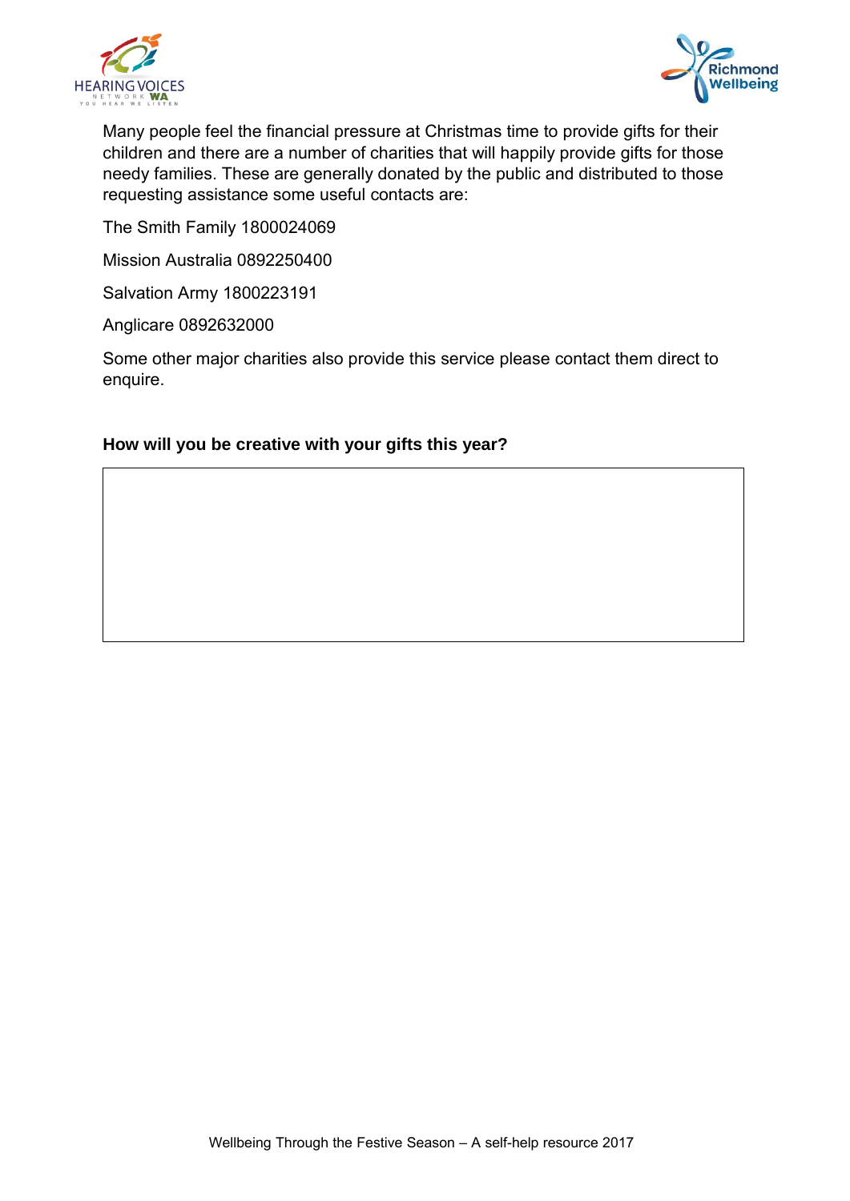Many people feel the financial pressure at Christmas time to provide gifts for their children and there are a number of charities that will happily provide gifts for those needy families. These are generally donated by the public and distributed to those requesting assistance some useful contacts are:

The Smith Family 1800024069

Mission Australia 0892250400

Salvation Army 1800223191

Anglicare 0892632000

Some other major charities also provide this service please contact them direct to enquire.

**How will you be creative with your gifts this year?**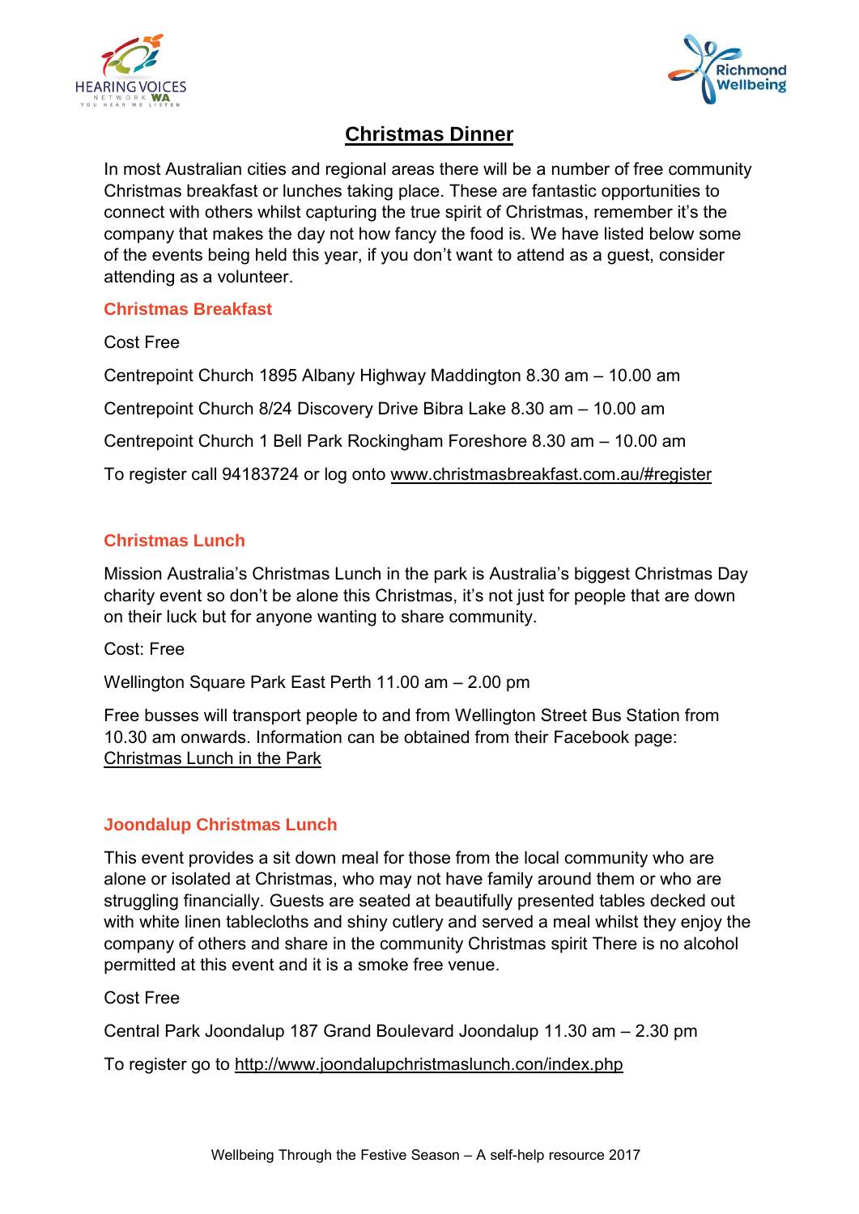# Christmas Dinner

In most Australian cities and regional areas there will be a number of free community Christmas breakfast or lunches taking place. These are fantastic opportunities to connect with others whilst capturing the true spirit of Christmas, remember it's the company that makes the day not how fancy the food is. We have listed below some of the events being held this year, if you don't want to attend as a guest, consider attending as a volunteer.

## Christmas Breakfast

Cost Free

Centrepoint Church 1895 Albany Highway Maddington 8.30 am – 10.00 am

Centrepoint Church 8/24 Discovery Drive Bibra Lake 8.30 am – 10.00 am

Centrepoint Church 1 Bell Park Rockingham Foreshore 8.30 am – 10.00 am

To register call 94183724 or log onto www.christmasbreakfast.com.au/#register

## Christmas Lunch

Mission Australia's Christmas Lunch in the park is Australia's biggest Christmas Day charity event so don't be alone this Christmas, it's not just for people that are down on their luck but for anyone wanting to share community.

Cost: Free

Wellington Square Park East Perth 11.00 am – 2.00 pm

Free busses will transport people to and from Wellington Street Bus Station from 10.30 am onwards. Information can be obtained from their Facebook page: Christmas Lunch in the Park

## Joondalup Christmas Lunch

This event provides a sit down meal for those from the local community who are alone or isolated at Christmas, who may not have family around them or who are struggling financially. Guests are seated at beautifully presented tables decked out with white linen tablecloths and shiny cutlery and served a meal whilst they enjoy the company of others and share in the community Christmas spirit There is no alcohol permitted at this event and it is a smoke free venue.

Cost Free

Central Park Joondalup 187 Grand Boulevard Joondalup 11.30 am – 2.30 pm

To register go to http://www.joondalupchristmaslunch.con/index.php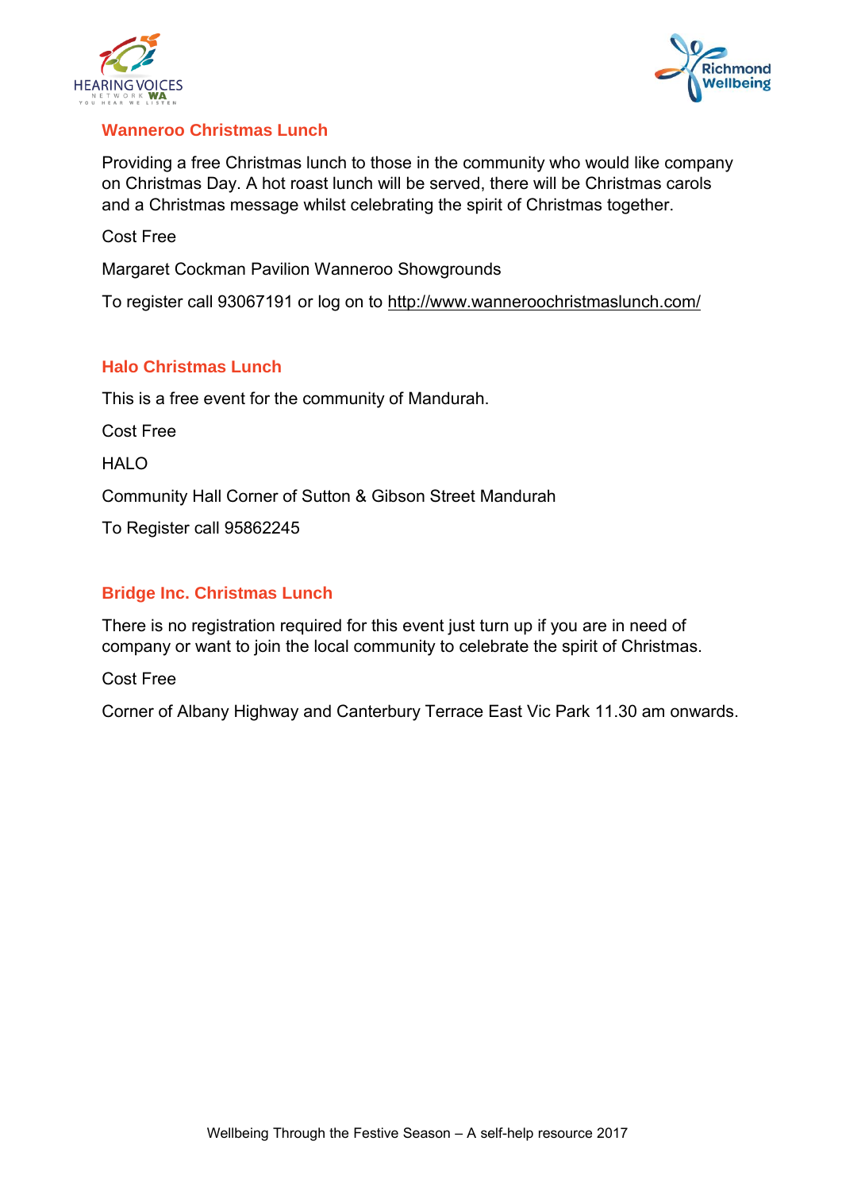## Wanneroo Christmas Lunch

Providing a free Christmas lunch to those in the community who would like company on Christmas Day. A hot roast lunch will be served, there will be Christmas carols and a Christmas message whilst celebrating the spirit of Christmas together.

Cost Free

Margaret Cockman Pavilion Wanneroo Showgrounds

To register call 93067191 or log on to http://www.wanneroochristmaslunch.com/

## Halo Christmas Lunch

This is a free event for the community of Mandurah.

Cost Free

HALO

Community Hall Corner of Sutton & Gibson Street Mandurah

To Register call 95862245

## Bridge Inc. Christmas Lunch

There is no registration required for this event just turn up if you are in need of company or want to join the local community to celebrate the spirit of Christmas.

Cost Free

Corner of Albany Highway and Canterbury Terrace East Vic Park 11.30 am onwards.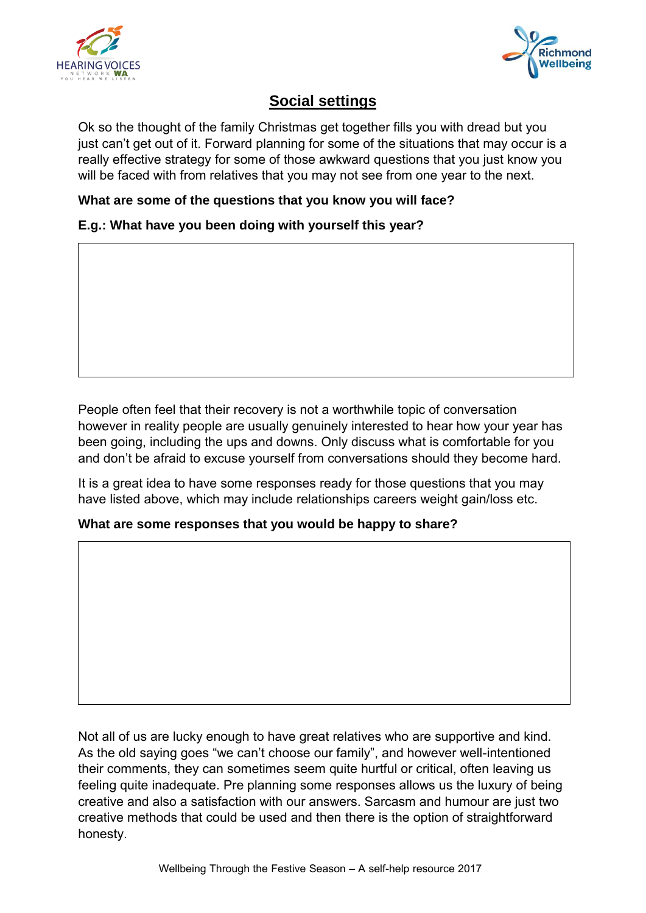## Social settings

Ok so the thought of the family Christmas get together fills you with dread but you just can't get out of it. Forward planning for some of the situations that may occur is a really effective strategy for some of those awkward questions that you just know you will be faced with from relatives that you may not see from one year to the next.

**What are some of the questions that you know you will face?**

**E.g.: What have you been doing with yourself this year?**

People often feel that their recovery is not a worthwhile topic of conversation however in reality people are usually genuinely interested to hear how your year has been going, including the ups and downs. Only discuss what is comfortable for you and don't be afraid to excuse yourself from conversations should they become hard.

It is a great idea to have some responses ready for those questions that you may have listed above, which may include relationships careers weight gain/loss etc.

**What are some responses that you would be happy to share?**

Not all of us are lucky enough to have great relatives who are supportive and kind. As the old saying goes "we can't choose our family", and however well-intentioned their comments, they can sometimes seem quite hurtful or critical, often leaving us feeling quite inadequate. Pre planning some responses allows us the luxury of being creative and also a satisfaction with our answers. Sarcasm and humour are just two creative methods that could be used and then there is the option of straightforward honesty.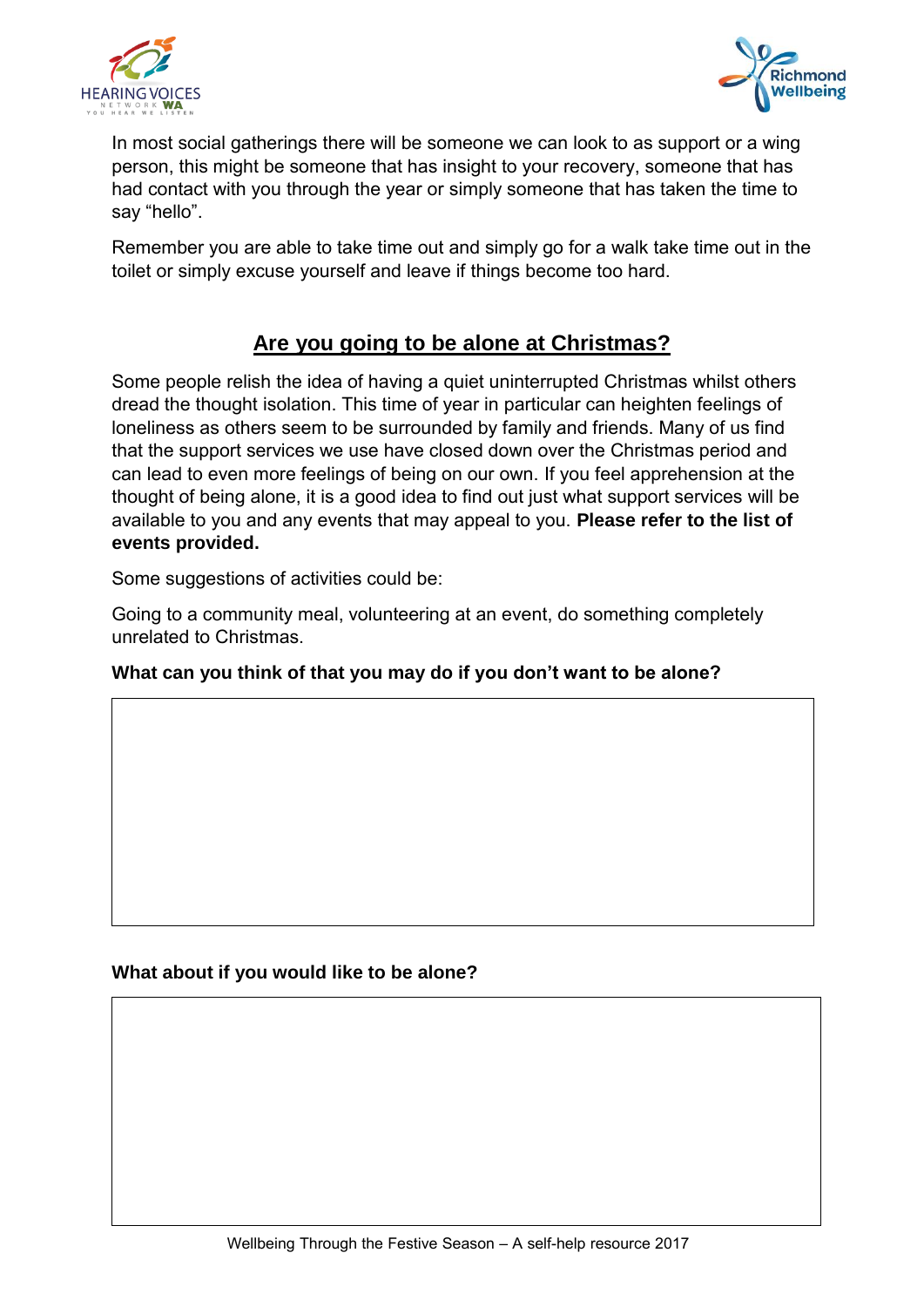In most social gatherings there will be someone we can look to as support or a wing person, this might be someone that has insight to your recovery, someone that has had contact with you through the year or simply someone that has taken the time to say "hello".

Remember you are able to take time out and simply go for a walk take time out in the toilet or simply excuse yourself and leave if things become too hard.

## Are you going to be alone at Christmas?

Some people relish the idea of having a quiet uninterrupted Christmas whilst others dread the thought isolation. This time of year in particular can heighten feelings of loneliness as others seem to be surrounded by family and friends. Many of us find that the support services we use have closed down over the Christmas period and can lead to even more feelings of being on our own. If you feel apprehension at the thought of being alone, it is a good idea to find out just what support services will be available to you and any events that may appeal to you. **Please refer to the list of events provided.**

Some suggestions of activities could be:

Going to a community meal, volunteering at an event, do something completely unrelated to Christmas.

**What can you think of that you may do if you don't want to be alone?**

**What about if you would like to be alone?**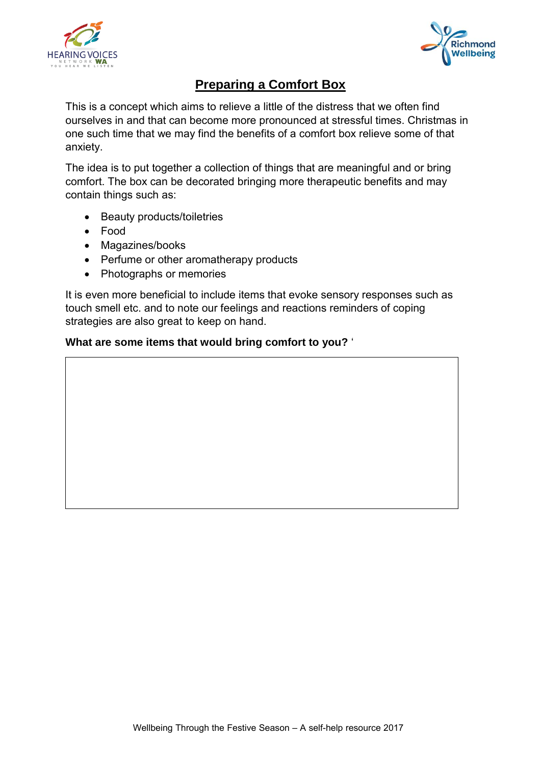# Preparing a Comfort Box

This is a concept which aims to relieve a little of the distress that we often find ourselves in and that can become more pronounced at stressful times. Christmas in one such time that we may find the benefits of a comfort box relieve some of that anxiety.

The idea is to put together a collection of things that are meaningful and or bring comfort. The box can be decorated bringing more therapeutic benefits and may contain things such as:

- Beauty products/toiletries
- Food
- Magazines/books
- Perfume or other aromatherapy products
- Photographs or memories

It is even more beneficial to include items that evoke sensory responses such as touch smell etc. and to note our feelings and reactions reminders of coping strategies are also great to keep on hand.

**What are some items that would bring comfort to you?** '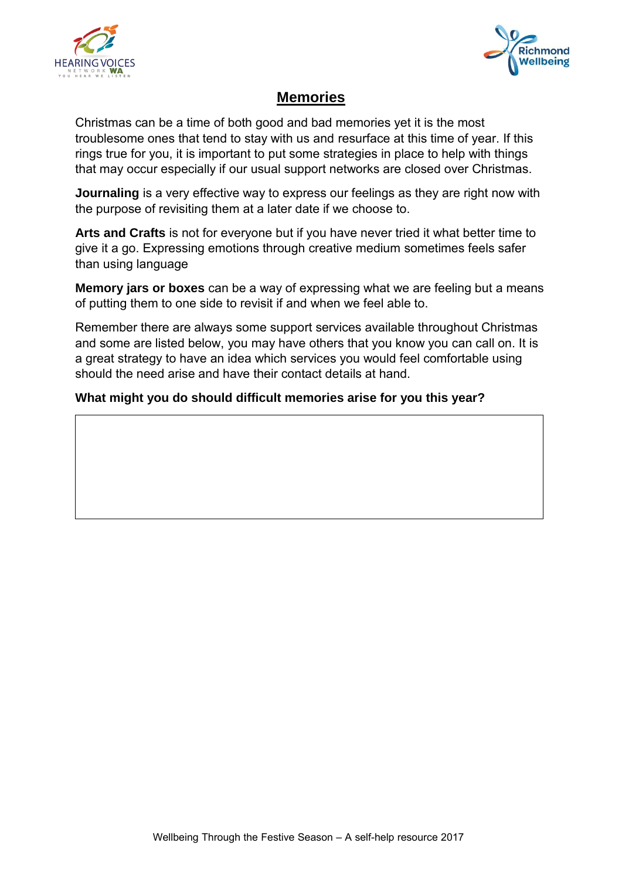# Memories

Christmas can be a time of both good and bad memories yet it is the most troublesome ones that tend to stay with us and resurface at this time of year. If this rings true for you, it is important to put some strategies in place to help with things that may occur especially if our usual support networks are closed over Christmas.

**Journaling** is a very effective way to express our feelings as they are right now with the purpose of revisiting them at a later date if we choose to.

**Arts and Crafts** is not for everyone but if you have never tried it what better time to give it a go. Expressing emotions through creative medium sometimes feels safer than using language

**Memory jars or boxes** can be a way of expressing what we are feeling but a means of putting them to one side to revisit if and when we feel able to.

Remember there are always some support services available throughout Christmas and some are listed below, you may have others that you know you can call on. It is a great strategy to have an idea which services you would feel comfortable using should the need arise and have their contact details at hand.

**What might you do should difficult memories arise for you this year?**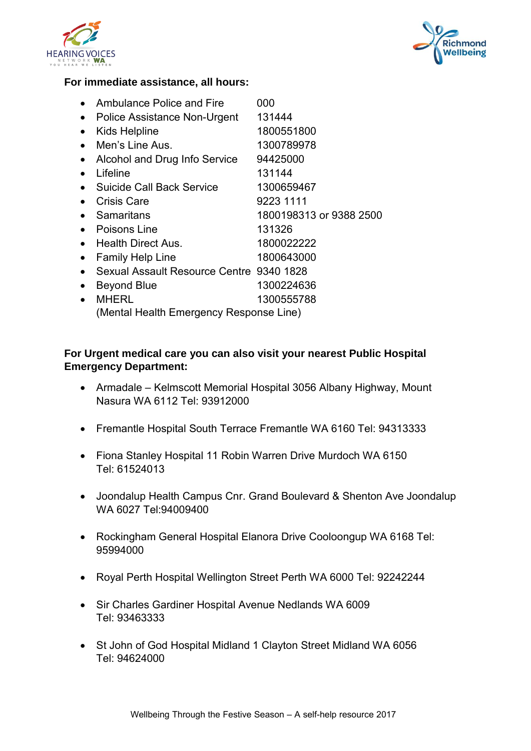**For immediate assistance, all hours:**

- Ambulance Police and Fire 000
- Police Assistance Non-Urgent 131444
- Kids Helpline 1800551800
- Men's Line Aus. 1300789978
- Alcohol and Drug Info Service 94425000
- Lifeline 131144
- Suicide Call Back Service 1300659467
- Crisis Care 9223 1111
- Samaritans 1800198313 or 9388 2500
- Poisons Line 131326
- Health Direct Aus. 1800022222
- Family Help Line 1800643000
- Sexual Assault Resource Centre 9340 1828
- Beyond Blue 1300224636
- MHERL 1300555788
  (Mental Health Emergency Response Line)

**For Urgent medical care you can also visit your nearest Public Hospital Emergency Department:**

- Armadale – Kelmscott Memorial Hospital 3056 Albany Highway, Mount Nasura WA 6112 Tel: 93912000
- Fremantle Hospital South Terrace Fremantle WA 6160 Tel: 94313333
- Fiona Stanley Hospital 11 Robin Warren Drive Murdoch WA 6150 Tel: 61524013
- Joondalup Health Campus Cnr. Grand Boulevard & Shenton Ave Joondalup WA 6027 Tel:94009400
- Rockingham General Hospital Elanora Drive Cooloongup WA 6168 Tel: 95994000
- Royal Perth Hospital Wellington Street Perth WA 6000 Tel: 92242244
- Sir Charles Gardiner Hospital Avenue Nedlands WA 6009 Tel: 93463333
- St John of God Hospital Midland 1 Clayton Street Midland WA 6056 Tel: 94624000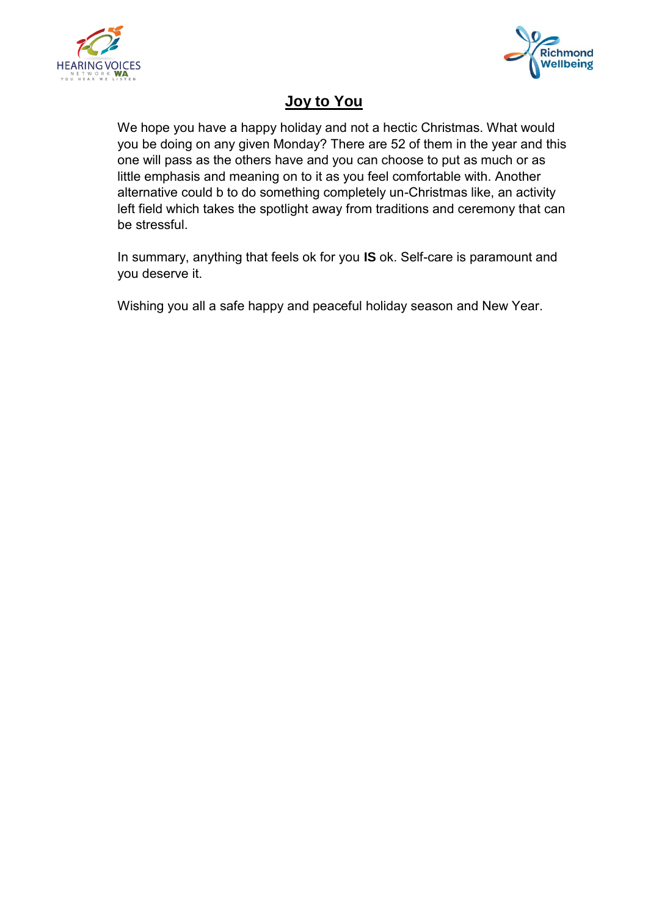# Joy to You

We hope you have a happy holiday and not a hectic Christmas. What would you be doing on any given Monday? There are 52 of them in the year and this one will pass as the others have and you can choose to put as much or as little emphasis and meaning on to it as you feel comfortable with. Another alternative could b to do something completely un-Christmas like, an activity left field which takes the spotlight away from traditions and ceremony that can be stressful.

In summary, anything that feels ok for you **IS** ok. Self-care is paramount and you deserve it.

Wishing you all a safe happy and peaceful holiday season and New Year.